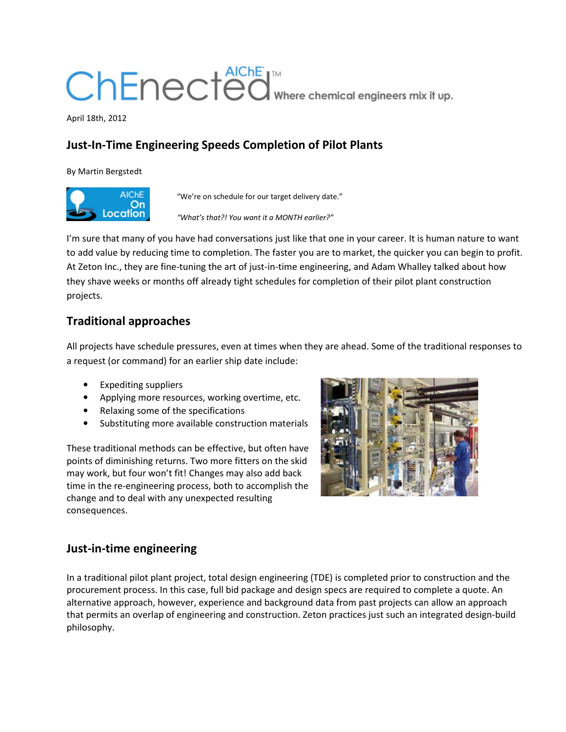April 18th, 2012

## Just-In-Time Engineering Speeds Completion of Pilot Plants

By Martin Bergstedt

"We're on schedule for our target delivery date."

*"What's that?! You want it a MONTH earlier?"*

I'm sure that many of you have had conversations just like that one in your career. It is human nature to want to add value by reducing time to completion. The faster you are to market, the quicker you can begin to profit. At Zeton Inc., they are fine-tuning the art of just-in-time engineering, and Adam Whalley talked about how they shave weeks or months off already tight schedules for completion of their pilot plant construction projects.

## Traditional approaches

All projects have schedule pressures, even at times when they are ahead. Some of the traditional responses to a request (or command) for an earlier ship date include:

- Expediting suppliers
- Applying more resources, working overtime, etc.
- Relaxing some of the specifications
- Substituting more available construction materials

These traditional methods can be effective, but often have points of diminishing returns. Two more fitters on the skid may work, but four won't fit! Changes may also add back time in the re-engineering process, both to accomplish the change and to deal with any unexpected resulting consequences.

## Just-in-time engineering

In a traditional pilot plant project, total design engineering (TDE) is completed prior to construction and the procurement process. In this case, full bid package and design specs are required to complete a quote. An alternative approach, however, experience and background data from past projects can allow an approach that permits an overlap of engineering and construction. Zeton practices just such an integrated design-build philosophy.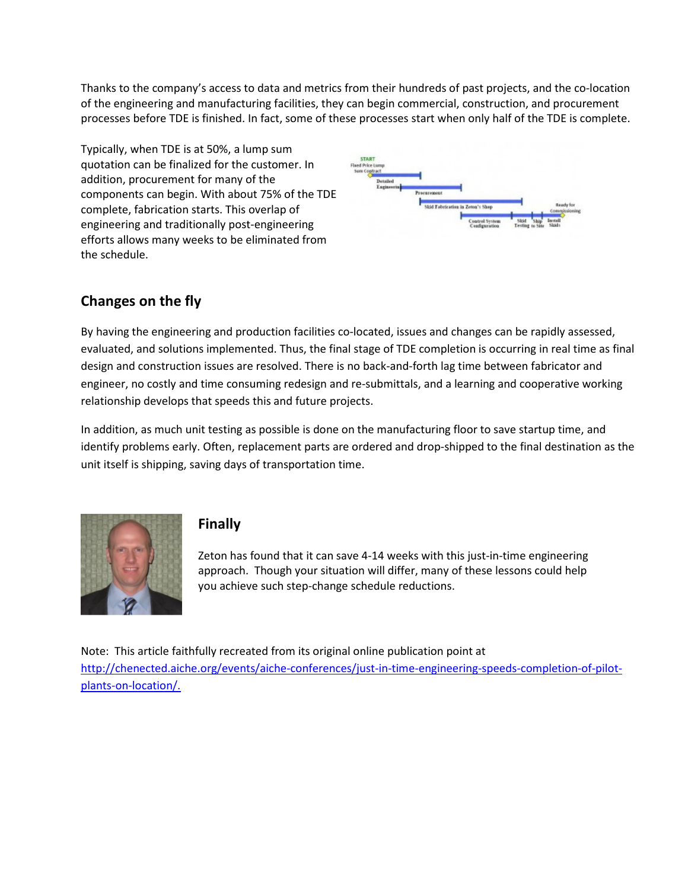Thanks to the company's access to data and metrics from their hundreds of past projects, and the co-location of the engineering and manufacturing facilities, they can begin commercial, construction, and procurement processes before TDE is finished. In fact, some of these processes start when only half of the TDE is complete.

Typically, when TDE is at 50%, a lump sum quotation can be finalized for the customer. In addition, procurement for many of the components can begin. With about 75% of the TDE complete, fabrication starts. This overlap of engineering and traditionally post-engineering efforts allows many weeks to be eliminated from the schedule.

START
Fixed Price Lump Sum Contract
Detailed Engineering
Procurement
Skid Fabrication in Zeton's Shop
Ready for Commissioning
Control System Configuration
Skid Testing
Ship to Site
Install Skids

## Changes on the fly

By having the engineering and production facilities co-located, issues and changes can be rapidly assessed, evaluated, and solutions implemented. Thus, the final stage of TDE completion is occurring in real time as final design and construction issues are resolved. There is no back-and-forth lag time between fabricator and engineer, no costly and time consuming redesign and re-submittals, and a learning and cooperative working relationship develops that speeds this and future projects.

In addition, as much unit testing as possible is done on the manufacturing floor to save startup time, and identify problems early. Often, replacement parts are ordered and drop-shipped to the final destination as the unit itself is shipping, saving days of transportation time.

## Finally

Zeton has found that it can save 4-14 weeks with this just-in-time engineering approach. Though your situation will differ, many of these lessons could help you achieve such step-change schedule reductions.

Note: This article faithfully recreated from its original online publication point at http://chenected.aiche.org/events/aiche-conferences/just-in-time-engineering-speeds-completion-of-pilot-plants-on-location/.